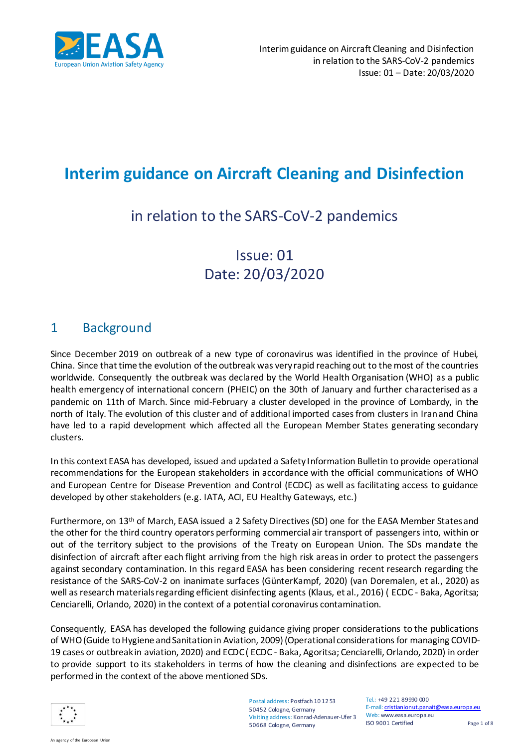# Interim guidance on Aircraft Cleaning and Disinfection

## in relation to the SARS-CoV-2 pandemics

Issue: 01
Date: 20/03/2020

## 1 Background

Since December 2019 on outbreak of a new type of coronavirus was identified in the province of Hubei, China. Since that time the evolution of the outbreak was very rapid reaching out to the most of the countries worldwide. Consequently the outbreak was declared by the World Health Organisation (WHO) as a public health emergency of international concern (PHEIC) on the 30th of January and further characterised as a pandemic on 11th of March. Since mid-February a cluster developed in the province of Lombardy, in the north of Italy. The evolution of this cluster and of additional imported cases from clusters in Iran and China have led to a rapid development which affected all the European Member States generating secondary clusters.

In this context EASA has developed, issued and updated a Safety Information Bulletin to provide operational recommendations for the European stakeholders in accordance with the official communications of WHO and European Centre for Disease Prevention and Control (ECDC) as well as facilitating access to guidance developed by other stakeholders (e.g. IATA, ACI, EU Healthy Gateways, etc.)

Furthermore, on 13th of March, EASA issued a 2 Safety Directives (SD) one for the EASA Member States and the other for the third country operators performing commercial air transport of passengers into, within or out of the territory subject to the provisions of the Treaty on European Union. The SDs mandate the disinfection of aircraft after each flight arriving from the high risk areas in order to protect the passengers against secondary contamination. In this regard EASA has been considering recent research regarding the resistance of the SARS-CoV-2 on inanimate surfaces (GünterKampf, 2020) (van Doremalen, et al., 2020) as well as research materials regarding efficient disinfecting agents (Klaus, et al., 2016) ( ECDC - Baka, Agoritsa; Cenciarelli, Orlando, 2020) in the context of a potential coronavirus contamination.

Consequently, EASA has developed the following guidance giving proper considerations to the publications of WHO (Guide to Hygiene and Sanitation in Aviation, 2009) (Operational considerations for managing COVID-19 cases or outbreak in aviation, 2020) and ECDC ( ECDC - Baka, Agoritsa; Cenciarelli, Orlando, 2020) in order to provide support to its stakeholders in terms of how the cleaning and disinfections are expected to be performed in the context of the above mentioned SDs.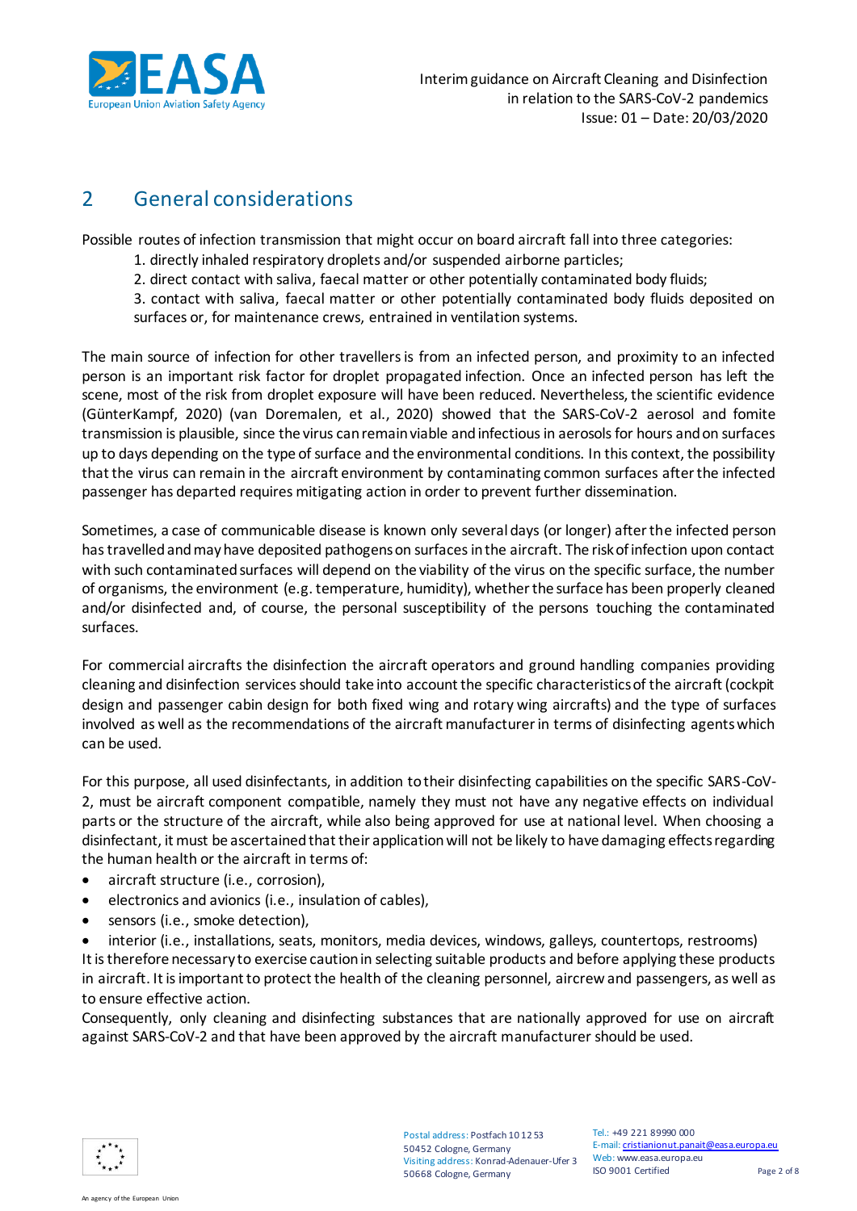## 2 General considerations

Possible routes of infection transmission that might occur on board aircraft fall into three categories:

1. directly inhaled respiratory droplets and/or suspended airborne particles;
2. direct contact with saliva, faecal matter or other potentially contaminated body fluids;
3. contact with saliva, faecal matter or other potentially contaminated body fluids deposited on surfaces or, for maintenance crews, entrained in ventilation systems.

The main source of infection for other travellers is from an infected person, and proximity to an infected person is an important risk factor for droplet propagated infection. Once an infected person has left the scene, most of the risk from droplet exposure will have been reduced. Nevertheless, the scientific evidence (GünterKampf, 2020) (van Doremalen, et al., 2020) showed that the SARS-CoV-2 aerosol and fomite transmission is plausible, since the virus can remain viable and infectious in aerosols for hours and on surfaces up to days depending on the type of surface and the environmental conditions. In this context, the possibility that the virus can remain in the aircraft environment by contaminating common surfaces after the infected passenger has departed requires mitigating action in order to prevent further dissemination.

Sometimes, a case of communicable disease is known only several days (or longer) after the infected person has travelled and may have deposited pathogens on surfaces in the aircraft. The risk of infection upon contact with such contaminated surfaces will depend on the viability of the virus on the specific surface, the number of organisms, the environment (e.g. temperature, humidity), whether the surface has been properly cleaned and/or disinfected and, of course, the personal susceptibility of the persons touching the contaminated surfaces.

For commercial aircrafts the disinfection the aircraft operators and ground handling companies providing cleaning and disinfection services should take into account the specific characteristics of the aircraft (cockpit design and passenger cabin design for both fixed wing and rotary wing aircrafts) and the type of surfaces involved as well as the recommendations of the aircraft manufacturer in terms of disinfecting agents which can be used.

For this purpose, all used disinfectants, in addition to their disinfecting capabilities on the specific SARS-CoV-2, must be aircraft component compatible, namely they must not have any negative effects on individual parts or the structure of the aircraft, while also being approved for use at national level. When choosing a disinfectant, it must be ascertained that their application will not be likely to have damaging effects regarding the human health or the aircraft in terms of:

- aircraft structure (i.e., corrosion),
- electronics and avionics (i.e., insulation of cables),
- sensors (i.e., smoke detection),
- interior (i.e., installations, seats, monitors, media devices, windows, galleys, countertops, restrooms)

It is therefore necessary to exercise caution in selecting suitable products and before applying these products in aircraft. It is important to protect the health of the cleaning personnel, aircrew and passengers, as well as to ensure effective action.

Consequently, only cleaning and disinfecting substances that are nationally approved for use on aircraft against SARS-CoV-2 and that have been approved by the aircraft manufacturer should be used.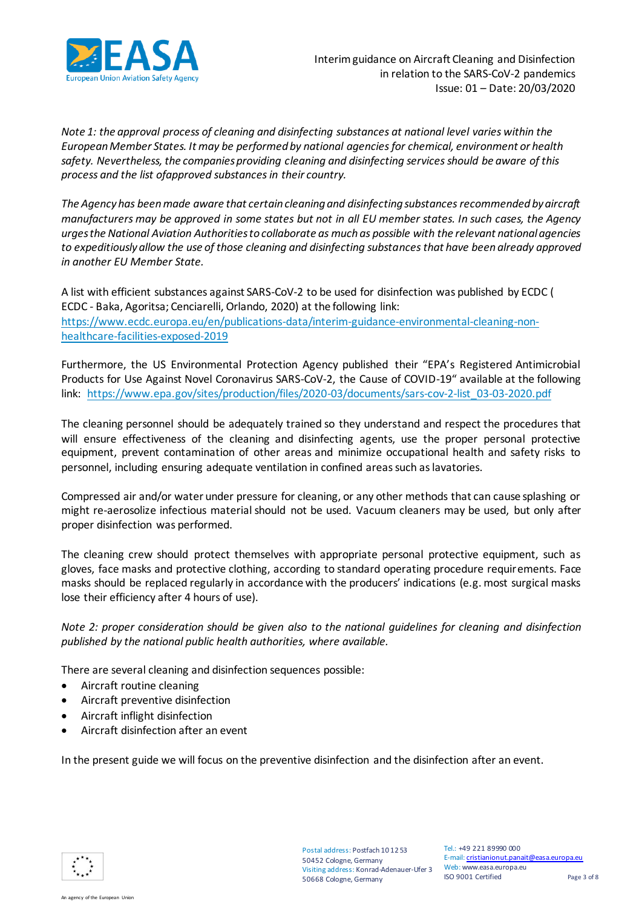*Note 1: the approval process of cleaning and disinfecting substances at national level varies within the European Member States. It may be performed by national agencies for chemical, environment or health safety. Nevertheless, the companies providing cleaning and disinfecting services should be aware of this process and the list ofapproved substances in their country.*

*The Agency has been made aware that certain cleaning and disinfecting substances recommended by aircraft manufacturers may be approved in some states but not in all EU member states. In such cases, the Agency urges the National Aviation Authorities to collaborate as much as possible with the relevant national agencies to expeditiously allow the use of those cleaning and disinfecting substances that have been already approved in another EU Member State.*

A list with efficient substances against SARS-CoV-2 to be used for disinfection was published by ECDC ( ECDC - Baka, Agoritsa; Cenciarelli, Orlando, 2020) at the following link: [https://www.ecdc.europa.eu/en/publications-data/interim-guidance-environmental-cleaning-non-healthcare-facilities-exposed-2019](https://www.ecdc.europa.eu/en/publications-data/interim-guidance-environmental-cleaning-non-healthcare-facilities-exposed-2019)

Furthermore, the US Environmental Protection Agency published their "EPA's Registered Antimicrobial Products for Use Against Novel Coronavirus SARS-CoV-2, the Cause of COVID-19" available at the following link: [https://www.epa.gov/sites/production/files/2020-03/documents/sars-cov-2-list_03-03-2020.pdf](https://www.epa.gov/sites/production/files/2020-03/documents/sars-cov-2-list_03-03-2020.pdf)

The cleaning personnel should be adequately trained so they understand and respect the procedures that will ensure effectiveness of the cleaning and disinfecting agents, use the proper personal protective equipment, prevent contamination of other areas and minimize occupational health and safety risks to personnel, including ensuring adequate ventilation in confined areas such as lavatories.

Compressed air and/or water under pressure for cleaning, or any other methods that can cause splashing or might re-aerosolize infectious material should not be used. Vacuum cleaners may be used, but only after proper disinfection was performed.

The cleaning crew should protect themselves with appropriate personal protective equipment, such as gloves, face masks and protective clothing, according to standard operating procedure requirements. Face masks should be replaced regularly in accordance with the producers' indications (e.g. most surgical masks lose their efficiency after 4 hours of use).

*Note 2: proper consideration should be given also to the national guidelines for cleaning and disinfection published by the national public health authorities, where available.*

There are several cleaning and disinfection sequences possible:

- Aircraft routine cleaning
- Aircraft preventive disinfection
- Aircraft inflight disinfection
- Aircraft disinfection after an event

In the present guide we will focus on the preventive disinfection and the disinfection after an event.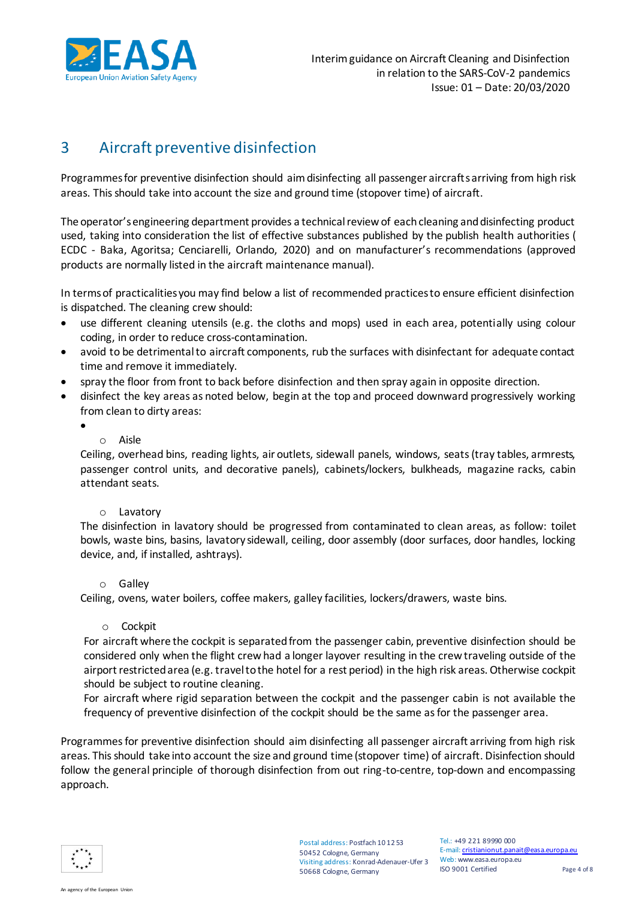# 3 Aircraft preventive disinfection

Programmes for preventive disinfection should aim disinfecting all passenger aircrafts arriving from high risk areas. This should take into account the size and ground time (stopover time) of aircraft.

The operator's engineering department provides a technical review of each cleaning and disinfecting product used, taking into consideration the list of effective substances published by the publish health authorities ( ECDC - Baka, Agoritsa; Cenciarelli, Orlando, 2020) and on manufacturer's recommendations (approved products are normally listed in the aircraft maintenance manual).

In terms of practicalities you may find below a list of recommended practices to ensure efficient disinfection is dispatched. The cleaning crew should:

- use different cleaning utensils (e.g. the cloths and mops) used in each area, potentially using colour coding, in order to reduce cross-contamination.
- avoid to be detrimental to aircraft components, rub the surfaces with disinfectant for adequate contact time and remove it immediately.
- spray the floor from front to back before disinfection and then spray again in opposite direction.
- disinfect the key areas as noted below, begin at the top and proceed downward progressively working from clean to dirty areas:
-
  - Aisle

  Ceiling, overhead bins, reading lights, air outlets, sidewall panels, windows, seats (tray tables, armrests, passenger control units, and decorative panels), cabinets/lockers, bulkheads, magazine racks, cabin attendant seats.

  - Lavatory

  The disinfection in lavatory should be progressed from contaminated to clean areas, as follow: toilet bowls, waste bins, basins, lavatory sidewall, ceiling, door assembly (door surfaces, door handles, locking device, and, if installed, ashtrays).

  - Galley

  Ceiling, ovens, water boilers, coffee makers, galley facilities, lockers/drawers, waste bins.

  - Cockpit

  For aircraft where the cockpit is separated from the passenger cabin, preventive disinfection should be considered only when the flight crew had a longer layover resulting in the crew traveling outside of the airport restricted area (e.g. travel to the hotel for a rest period) in the high risk areas. Otherwise cockpit should be subject to routine cleaning.

  For aircraft where rigid separation between the cockpit and the passenger cabin is not available the frequency of preventive disinfection of the cockpit should be the same as for the passenger area.

Programmes for preventive disinfection should aim disinfecting all passenger aircraft arriving from high risk areas. This should take into account the size and ground time (stopover time) of aircraft. Disinfection should follow the general principle of thorough disinfection from out ring-to-centre, top-down and encompassing approach.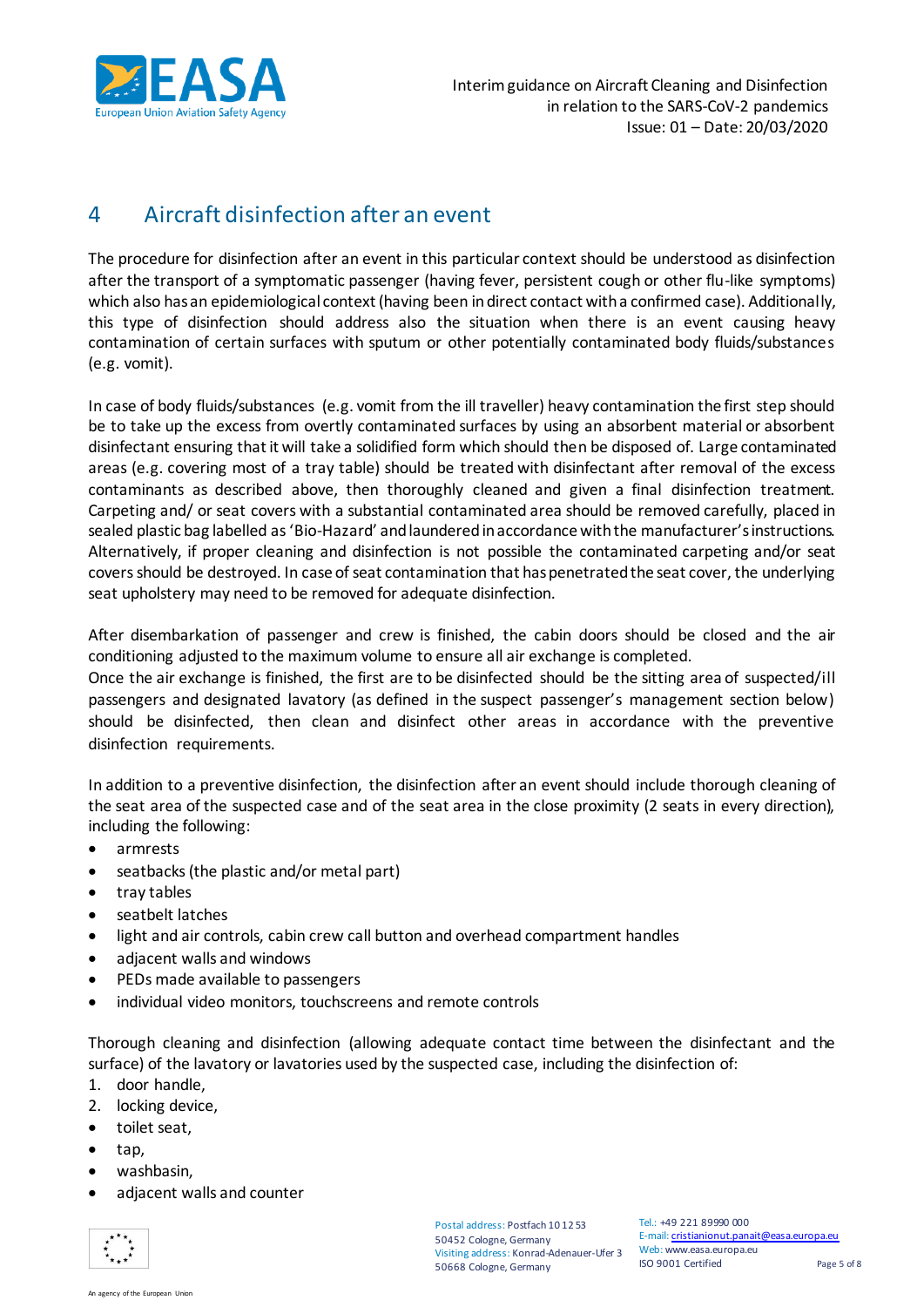# 4 Aircraft disinfection after an event

The procedure for disinfection after an event in this particular context should be understood as disinfection after the transport of a symptomatic passenger (having fever, persistent cough or other flu-like symptoms) which also has an epidemiological context (having been in direct contact with a confirmed case). Additionally, this type of disinfection should address also the situation when there is an event causing heavy contamination of certain surfaces with sputum or other potentially contaminated body fluids/substances (e.g. vomit).

In case of body fluids/substances (e.g. vomit from the ill traveller) heavy contamination the first step should be to take up the excess from overtly contaminated surfaces by using an absorbent material or absorbent disinfectant ensuring that it will take a solidified form which should then be disposed of. Large contaminated areas (e.g. covering most of a tray table) should be treated with disinfectant after removal of the excess contaminants as described above, then thoroughly cleaned and given a final disinfection treatment. Carpeting and/ or seat covers with a substantial contaminated area should be removed carefully, placed in sealed plastic bag labelled as 'Bio-Hazard' and laundered in accordance with the manufacturer's instructions. Alternatively, if proper cleaning and disinfection is not possible the contaminated carpeting and/or seat covers should be destroyed. In case of seat contamination that has penetrated the seat cover, the underlying seat upholstery may need to be removed for adequate disinfection.

After disembarkation of passenger and crew is finished, the cabin doors should be closed and the air conditioning adjusted to the maximum volume to ensure all air exchange is completed.
Once the air exchange is finished, the first are to be disinfected should be the sitting area of suspected/ill passengers and designated lavatory (as defined in the suspect passenger's management section below) should be disinfected, then clean and disinfect other areas in accordance with the preventive disinfection requirements.

In addition to a preventive disinfection, the disinfection after an event should include thorough cleaning of the seat area of the suspected case and of the seat area in the close proximity (2 seats in every direction), including the following:

- armrests
- seatbacks (the plastic and/or metal part)
- tray tables
- seatbelt latches
- light and air controls, cabin crew call button and overhead compartment handles
- adjacent walls and windows
- PEDs made available to passengers
- individual video monitors, touchscreens and remote controls

Thorough cleaning and disinfection (allowing adequate contact time between the disinfectant and the surface) of the lavatory or lavatories used by the suspected case, including the disinfection of:

1. door handle,
2. locking device,

- toilet seat,
- tap,
- washbasin,
- adjacent walls and counter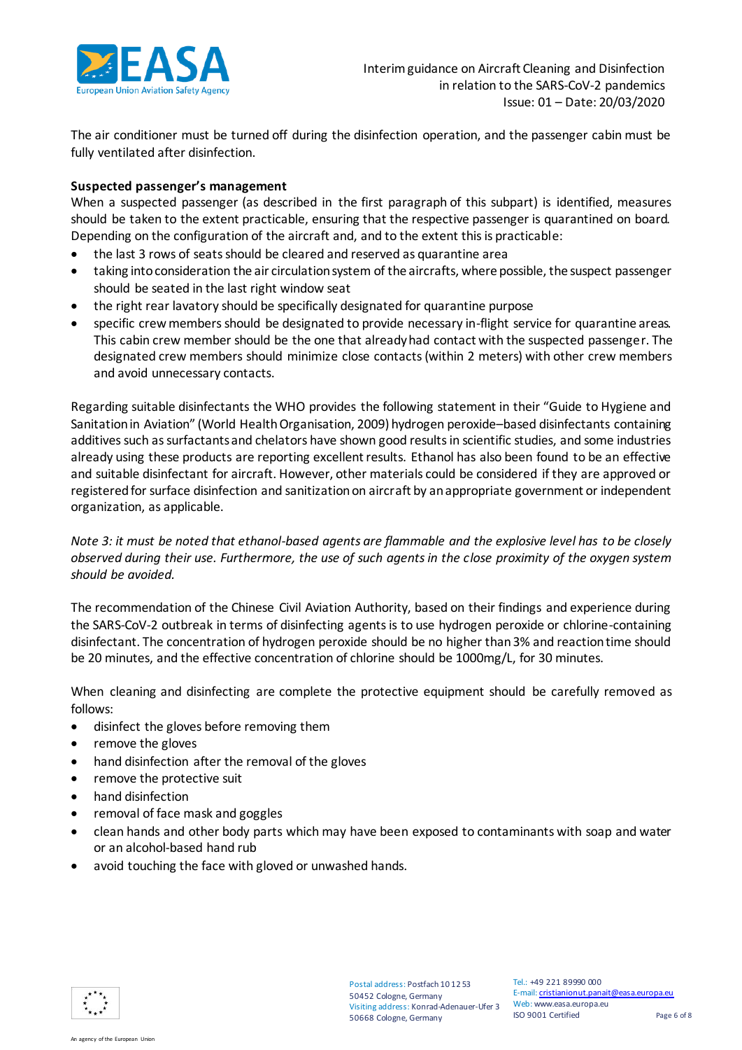The air conditioner must be turned off during the disinfection operation, and the passenger cabin must be fully ventilated after disinfection.

**Suspected passenger's management**

When a suspected passenger (as described in the first paragraph of this subpart) is identified, measures should be taken to the extent practicable, ensuring that the respective passenger is quarantined on board. Depending on the configuration of the aircraft and, and to the extent this is practicable:

- the last 3 rows of seats should be cleared and reserved as quarantine area
- taking into consideration the air circulation system of the aircrafts, where possible, the suspect passenger should be seated in the last right window seat
- the right rear lavatory should be specifically designated for quarantine purpose
- specific crew members should be designated to provide necessary in-flight service for quarantine areas. This cabin crew member should be the one that already had contact with the suspected passenger. The designated crew members should minimize close contacts (within 2 meters) with other crew members and avoid unnecessary contacts.

Regarding suitable disinfectants the WHO provides the following statement in their "Guide to Hygiene and Sanitation in Aviation" (World Health Organisation, 2009) hydrogen peroxide–based disinfectants containing additives such as surfactants and chelators have shown good results in scientific studies, and some industries already using these products are reporting excellent results. Ethanol has also been found to be an effective and suitable disinfectant for aircraft. However, other materials could be considered if they are approved or registered for surface disinfection and sanitization on aircraft by an appropriate government or independent organization, as applicable.

*Note 3: it must be noted that ethanol-based agents are flammable and the explosive level has to be closely observed during their use. Furthermore, the use of such agents in the close proximity of the oxygen system should be avoided.*

The recommendation of the Chinese Civil Aviation Authority, based on their findings and experience during the SARS-CoV-2 outbreak in terms of disinfecting agents is to use hydrogen peroxide or chlorine-containing disinfectant. The concentration of hydrogen peroxide should be no higher than 3% and reaction time should be 20 minutes, and the effective concentration of chlorine should be 1000mg/L, for 30 minutes.

When cleaning and disinfecting are complete the protective equipment should be carefully removed as follows:

- disinfect the gloves before removing them
- remove the gloves
- hand disinfection after the removal of the gloves
- remove the protective suit
- hand disinfection
- removal of face mask and goggles
- clean hands and other body parts which may have been exposed to contaminants with soap and water or an alcohol-based hand rub
- avoid touching the face with gloved or unwashed hands.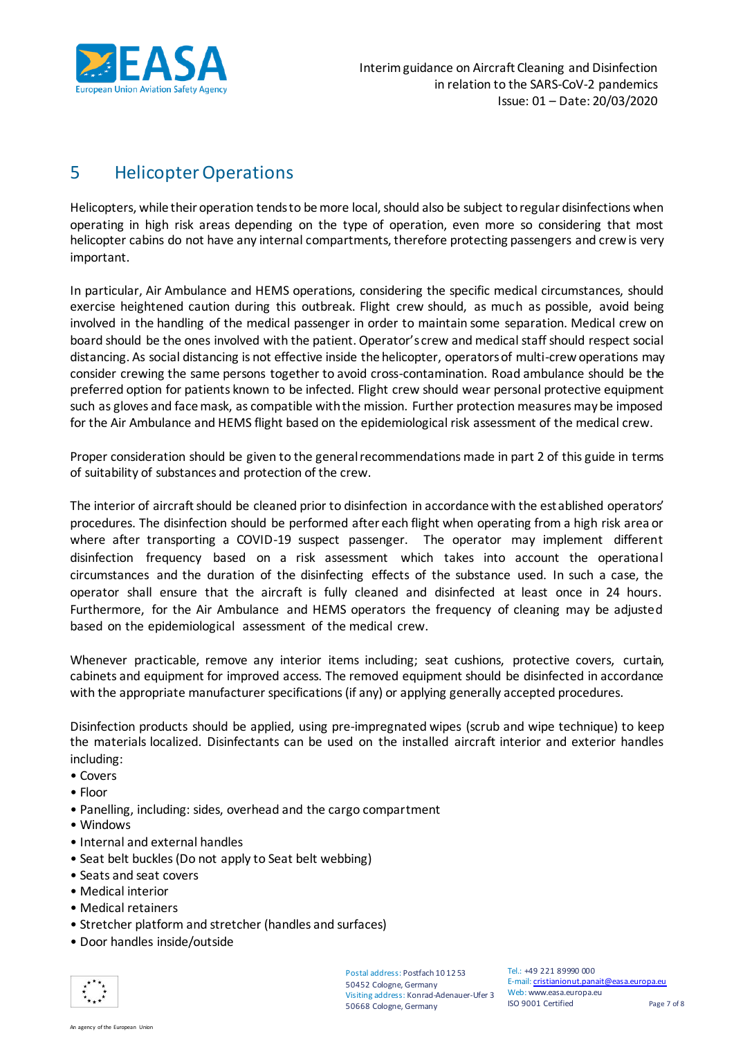# 5 Helicopter Operations

Helicopters, while their operation tends to be more local, should also be subject to regular disinfections when operating in high risk areas depending on the type of operation, even more so considering that most helicopter cabins do not have any internal compartments, therefore protecting passengers and crew is very important.

In particular, Air Ambulance and HEMS operations, considering the specific medical circumstances, should exercise heightened caution during this outbreak. Flight crew should, as much as possible, avoid being involved in the handling of the medical passenger in order to maintain some separation. Medical crew on board should be the ones involved with the patient. Operator's crew and medical staff should respect social distancing. As social distancing is not effective inside the helicopter, operators of multi-crew operations may consider crewing the same persons together to avoid cross-contamination. Road ambulance should be the preferred option for patients known to be infected. Flight crew should wear personal protective equipment such as gloves and face mask, as compatible with the mission. Further protection measures may be imposed for the Air Ambulance and HEMS flight based on the epidemiological risk assessment of the medical crew.

Proper consideration should be given to the general recommendations made in part 2 of this guide in terms of suitability of substances and protection of the crew.

The interior of aircraft should be cleaned prior to disinfection in accordance with the established operators' procedures. The disinfection should be performed after each flight when operating from a high risk area or where after transporting a COVID-19 suspect passenger. The operator may implement different disinfection frequency based on a risk assessment which takes into account the operational circumstances and the duration of the disinfecting effects of the substance used. In such a case, the operator shall ensure that the aircraft is fully cleaned and disinfected at least once in 24 hours. Furthermore, for the Air Ambulance and HEMS operators the frequency of cleaning may be adjusted based on the epidemiological assessment of the medical crew.

Whenever practicable, remove any interior items including; seat cushions, protective covers, curtain, cabinets and equipment for improved access. The removed equipment should be disinfected in accordance with the appropriate manufacturer specifications (if any) or applying generally accepted procedures.

Disinfection products should be applied, using pre-impregnated wipes (scrub and wipe technique) to keep the materials localized. Disinfectants can be used on the installed aircraft interior and exterior handles including:

- Covers
- Floor
- Panelling, including: sides, overhead and the cargo compartment
- Windows
- Internal and external handles
- Seat belt buckles (Do not apply to Seat belt webbing)
- Seats and seat covers
- Medical interior
- Medical retainers
- Stretcher platform and stretcher (handles and surfaces)
- Door handles inside/outside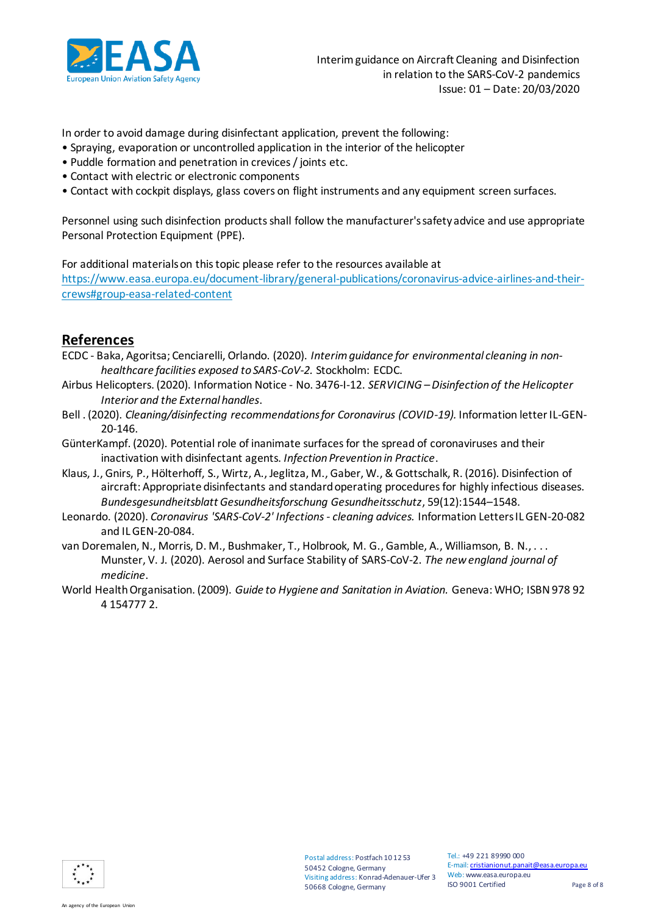In order to avoid damage during disinfectant application, prevent the following:

- Spraying, evaporation or uncontrolled application in the interior of the helicopter
- Puddle formation and penetration in crevices / joints etc.
- Contact with electric or electronic components
- Contact with cockpit displays, glass covers on flight instruments and any equipment screen surfaces.

Personnel using such disinfection products shall follow the manufacturer's safety advice and use appropriate Personal Protection Equipment (PPE).

For additional materials on this topic please refer to the resources available at https://www.easa.europa.eu/document-library/general-publications/coronavirus-advice-airlines-and-their-crews#group-easa-related-content

## References

ECDC - Baka, Agoritsa; Cenciarelli, Orlando. (2020). *Interim guidance for environmental cleaning in non-healthcare facilities exposed to SARS-CoV-2.* Stockholm: ECDC.

Airbus Helicopters. (2020). Information Notice - No. 3476-I-12. *SERVICING – Disinfection of the Helicopter Interior and the External handles*.

Bell . (2020). *Cleaning/disinfecting recommendations for Coronavirus (COVID-19).* Information letter IL-GEN-20-146.

GünterKampf. (2020). Potential role of inanimate surfaces for the spread of coronaviruses and their inactivation with disinfectant agents. *Infection Prevention in Practice*.

Klaus, J., Gnirs, P., Hölterhoff, S., Wirtz, A., Jeglitza, M., Gaber, W., & Gottschalk, R. (2016). Disinfection of aircraft: Appropriate disinfectants and standard operating procedures for highly infectious diseases. *Bundesgesundheitsblatt Gesundheitsforschung Gesundheitsschutz*, 59(12):1544–1548.

Leonardo. (2020). *Coronavirus 'SARS-CoV-2' Infections - cleaning advices.* Information Letters IL GEN-20-082 and IL GEN-20-084.

van Doremalen, N., Morris, D. M., Bushmaker, T., Holbrook, M. G., Gamble, A., Williamson, B. N., . . . Munster, V. J. (2020). Aerosol and Surface Stability of SARS-CoV-2. *The new england journal of medicine*.

World Health Organisation. (2009). *Guide to Hygiene and Sanitation in Aviation.* Geneva: WHO; ISBN 978 92 4 154777 2.